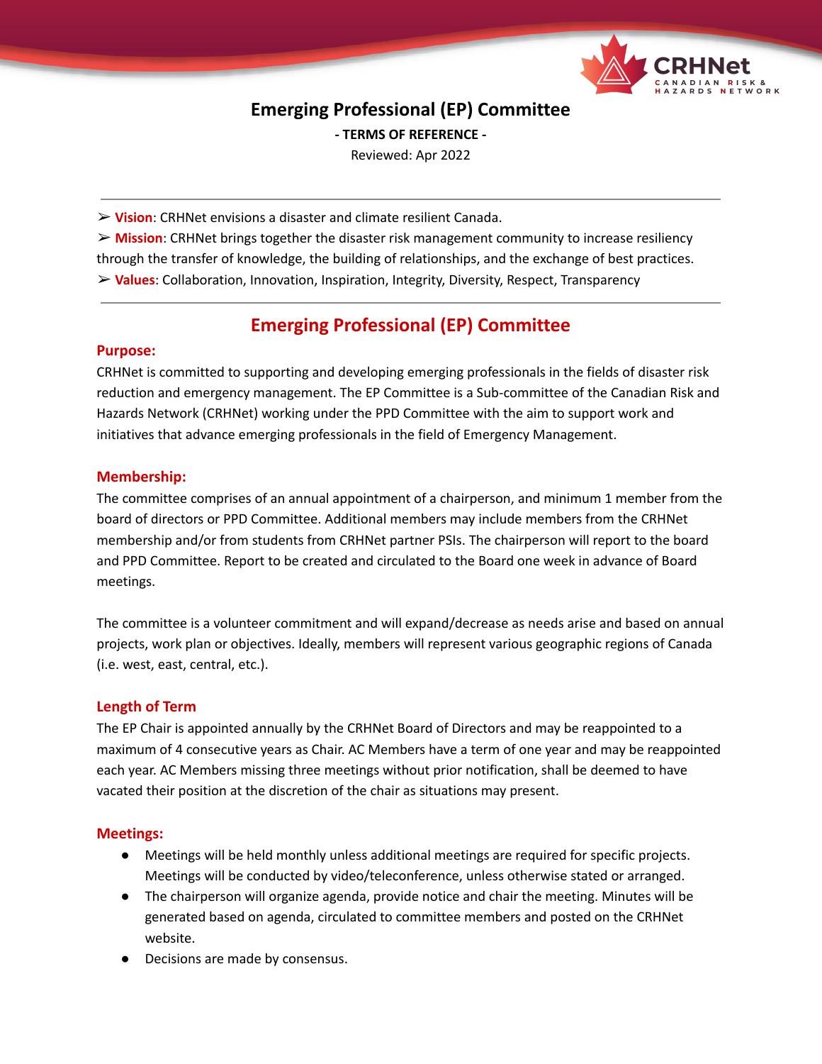# Emerging Professional (EP) Committee

**- TERMS OF REFERENCE -**

Reviewed: Apr 2022

---

➢ **Vision**: CRHNet envisions a disaster and climate resilient Canada.

➢ **Mission**: CRHNet brings together the disaster risk management community to increase resiliency through the transfer of knowledge, the building of relationships, and the exchange of best practices.

➢ **Values**: Collaboration, Innovation, Inspiration, Integrity, Diversity, Respect, Transparency

---

## Emerging Professional (EP) Committee

### Purpose:

CRHNet is committed to supporting and developing emerging professionals in the fields of disaster risk reduction and emergency management. The EP Committee is a Sub-committee of the Canadian Risk and Hazards Network (CRHNet) working under the PPD Committee with the aim to support work and initiatives that advance emerging professionals in the field of Emergency Management.

### Membership:

The committee comprises of an annual appointment of a chairperson, and minimum 1 member from the board of directors or PPD Committee. Additional members may include members from the CRHNet membership and/or from students from CRHNet partner PSIs. The chairperson will report to the board and PPD Committee. Report to be created and circulated to the Board one week in advance of Board meetings.

The committee is a volunteer commitment and will expand/decrease as needs arise and based on annual projects, work plan or objectives. Ideally, members will represent various geographic regions of Canada (i.e. west, east, central, etc.).

### Length of Term

The EP Chair is appointed annually by the CRHNet Board of Directors and may be reappointed to a maximum of 4 consecutive years as Chair. AC Members have a term of one year and may be reappointed each year. AC Members missing three meetings without prior notification, shall be deemed to have vacated their position at the discretion of the chair as situations may present.

### Meetings:

- Meetings will be held monthly unless additional meetings are required for specific projects. Meetings will be conducted by video/teleconference, unless otherwise stated or arranged.
- The chairperson will organize agenda, provide notice and chair the meeting. Minutes will be generated based on agenda, circulated to committee members and posted on the CRHNet website.
- Decisions are made by consensus.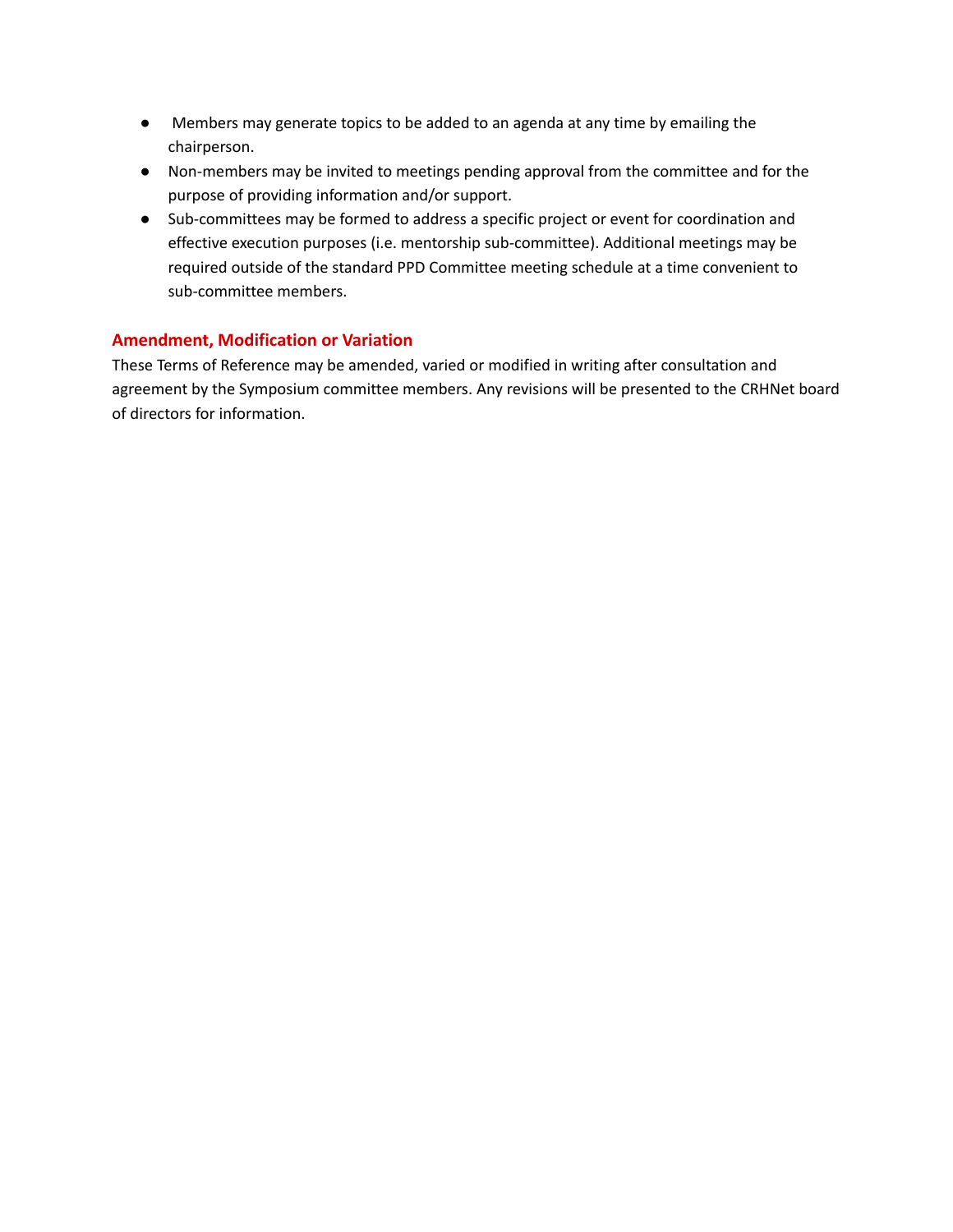- Members may generate topics to be added to an agenda at any time by emailing the chairperson.
- Non-members may be invited to meetings pending approval from the committee and for the purpose of providing information and/or support.
- Sub-committees may be formed to address a specific project or event for coordination and effective execution purposes (i.e. mentorship sub-committee). Additional meetings may be required outside of the standard PPD Committee meeting schedule at a time convenient to sub-committee members.

## Amendment, Modification or Variation

These Terms of Reference may be amended, varied or modified in writing after consultation and agreement by the Symposium committee members. Any revisions will be presented to the CRHNet board of directors for information.